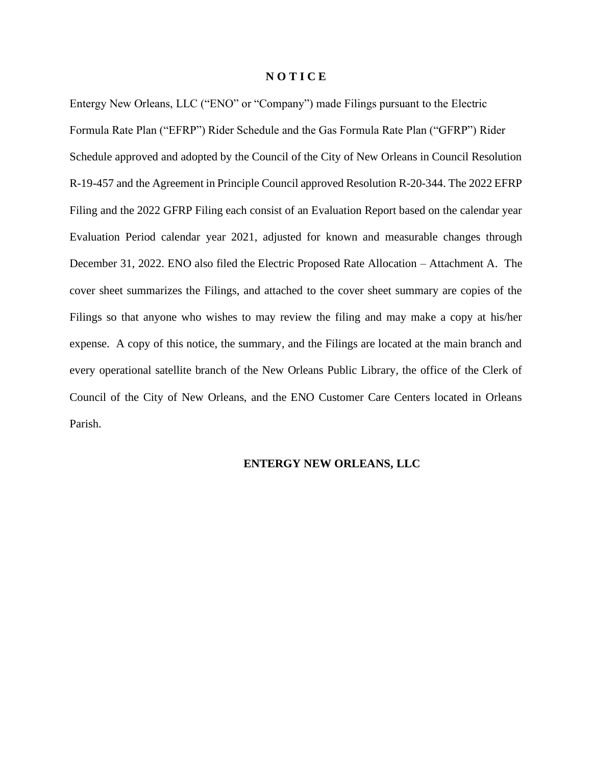# N O T I C E

Entergy New Orleans, LLC ("ENO" or "Company") made Filings pursuant to the Electric Formula Rate Plan ("EFRP") Rider Schedule and the Gas Formula Rate Plan ("GFRP") Rider Schedule approved and adopted by the Council of the City of New Orleans in Council Resolution R-19-457 and the Agreement in Principle Council approved Resolution R-20-344. The 2022 EFRP Filing and the 2022 GFRP Filing each consist of an Evaluation Report based on the calendar year Evaluation Period calendar year 2021, adjusted for known and measurable changes through December 31, 2022. ENO also filed the Electric Proposed Rate Allocation – Attachment A. The cover sheet summarizes the Filings, and attached to the cover sheet summary are copies of the Filings so that anyone who wishes to may review the filing and may make a copy at his/her expense. A copy of this notice, the summary, and the Filings are located at the main branch and every operational satellite branch of the New Orleans Public Library, the office of the Clerk of Council of the City of New Orleans, and the ENO Customer Care Centers located in Orleans Parish.

**ENTERGY NEW ORLEANS, LLC**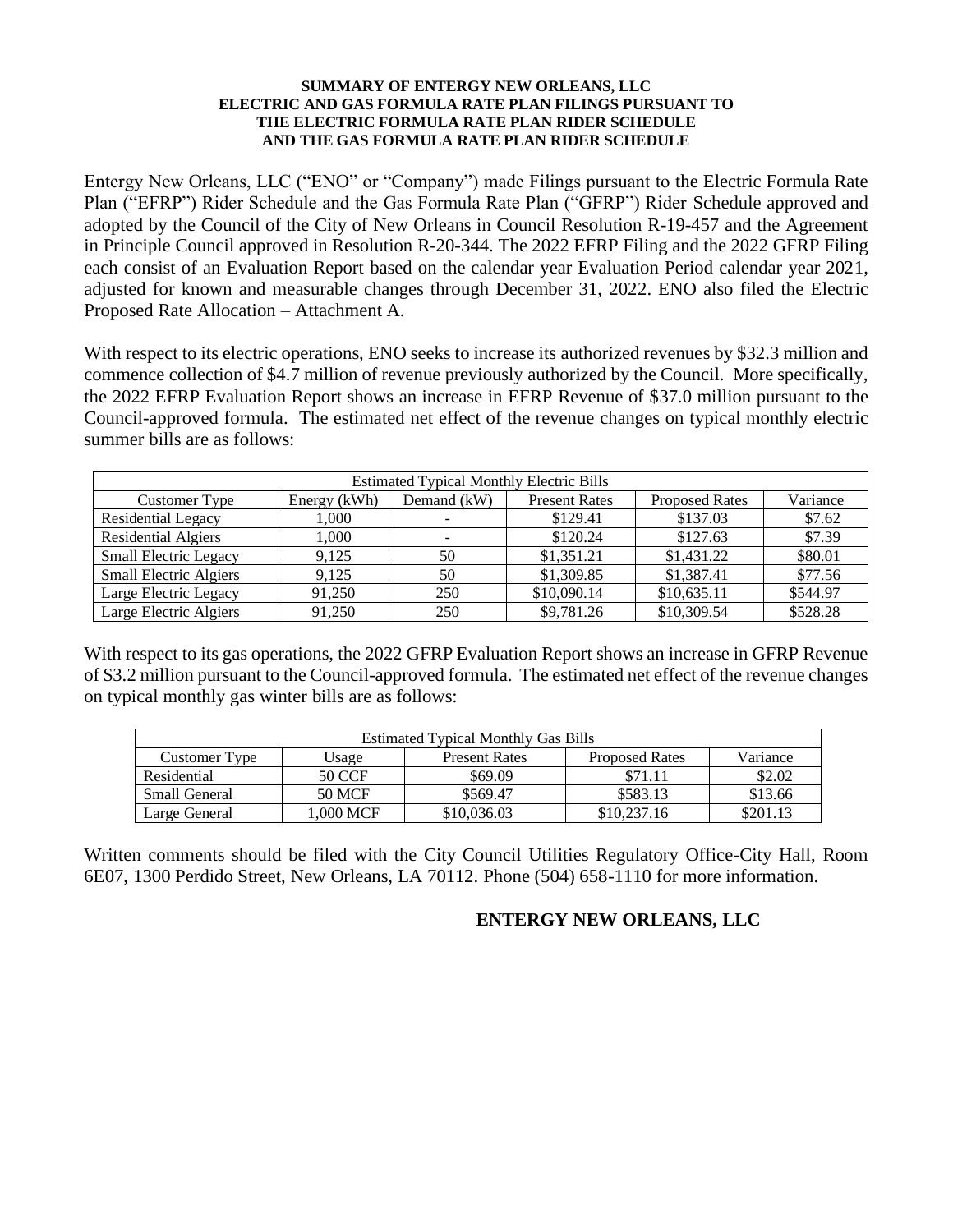**SUMMARY OF ENTERGY NEW ORLEANS, LLC**
**ELECTRIC AND GAS FORMULA RATE PLAN FILINGS PURSUANT TO**
**THE ELECTRIC FORMULA RATE PLAN RIDER SCHEDULE**
**AND THE GAS FORMULA RATE PLAN RIDER SCHEDULE**

Entergy New Orleans, LLC ("ENO" or "Company") made Filings pursuant to the Electric Formula Rate Plan ("EFRP") Rider Schedule and the Gas Formula Rate Plan ("GFRP") Rider Schedule approved and adopted by the Council of the City of New Orleans in Council Resolution R-19-457 and the Agreement in Principle Council approved in Resolution R-20-344. The 2022 EFRP Filing and the 2022 GFRP Filing each consist of an Evaluation Report based on the calendar year Evaluation Period calendar year 2021, adjusted for known and measurable changes through December 31, 2022. ENO also filed the Electric Proposed Rate Allocation – Attachment A.

With respect to its electric operations, ENO seeks to increase its authorized revenues by $32.3 million and commence collection of $4.7 million of revenue previously authorized by the Council. More specifically, the 2022 EFRP Evaluation Report shows an increase in EFRP Revenue of $37.0 million pursuant to the Council-approved formula. The estimated net effect of the revenue changes on typical monthly electric summer bills are as follows:

| Estimated Typical Monthly Electric Bills | | | | | |
|---|---|---|---|---|---|
| Customer Type | Energy (kWh) | Demand (kW) | Present Rates | Proposed Rates | Variance |
| Residential Legacy | 1,000 | - | $129.41 | $137.03 | $7.62 |
| Residential Algiers | 1,000 | - | $120.24 | $127.63 | $7.39 |
| Small Electric Legacy | 9,125 | 50 | $1,351.21 | $1,431.22 | $80.01 |
| Small Electric Algiers | 9,125 | 50 | $1,309.85 | $1,387.41 | $77.56 |
| Large Electric Legacy | 91,250 | 250 | $10,090.14 | $10,635.11 | $544.97 |
| Large Electric Algiers | 91,250 | 250 | $9,781.26 | $10,309.54 | $528.28 |

With respect to its gas operations, the 2022 GFRP Evaluation Report shows an increase in GFRP Revenue of $3.2 million pursuant to the Council-approved formula. The estimated net effect of the revenue changes on typical monthly gas winter bills are as follows:

| Estimated Typical Monthly Gas Bills | | | | |
|---|---|---|---|---|
| Customer Type | Usage | Present Rates | Proposed Rates | Variance |
| Residential | 50 CCF | $69.09 | $71.11 | $2.02 |
| Small General | 50 MCF | $569.47 | $583.13 | $13.66 |
| Large General | 1,000 MCF | $10,036.03 | $10,237.16 | $201.13 |

Written comments should be filed with the City Council Utilities Regulatory Office-City Hall, Room 6E07, 1300 Perdido Street, New Orleans, LA 70112. Phone (504) 658-1110 for more information.

**ENTERGY NEW ORLEANS, LLC**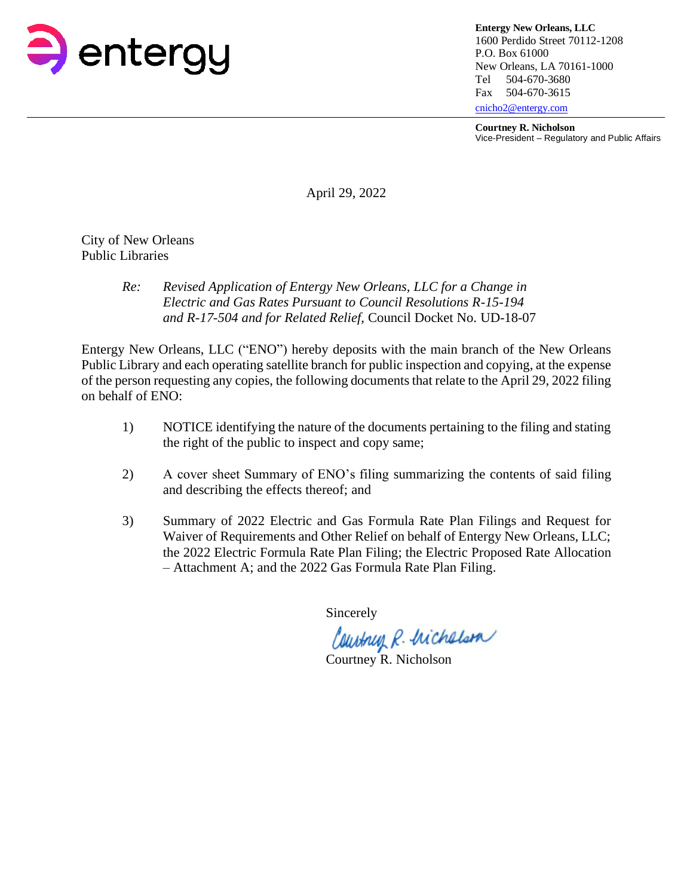entergy

**Entergy New Orleans, LLC**
1600 Perdido Street 70112-1208
P.O. Box 61000
New Orleans, LA 70161-1000
Tel 504-670-3680
Fax 504-670-3615
cnicho2@entergy.com

**Courtney R. Nicholson**
Vice-President – Regulatory and Public Affairs

April 29, 2022

City of New Orleans
Public Libraries

*Re: Revised Application of Entergy New Orleans, LLC for a Change in Electric and Gas Rates Pursuant to Council Resolutions R-15-194 and R-17-504 and for Related Relief,* Council Docket No. UD-18-07

Entergy New Orleans, LLC ("ENO") hereby deposits with the main branch of the New Orleans Public Library and each operating satellite branch for public inspection and copying, at the expense of the person requesting any copies, the following documents that relate to the April 29, 2022 filing on behalf of ENO:

1) NOTICE identifying the nature of the documents pertaining to the filing and stating the right of the public to inspect and copy same;

2) A cover sheet Summary of ENO's filing summarizing the contents of said filing and describing the effects thereof; and

3) Summary of 2022 Electric and Gas Formula Rate Plan Filings and Request for Waiver of Requirements and Other Relief on behalf of Entergy New Orleans, LLC; the 2022 Electric Formula Rate Plan Filing; the Electric Proposed Rate Allocation – Attachment A; and the 2022 Gas Formula Rate Plan Filing.

Sincerely

Courtney R. Nicholson

Courtney R. Nicholson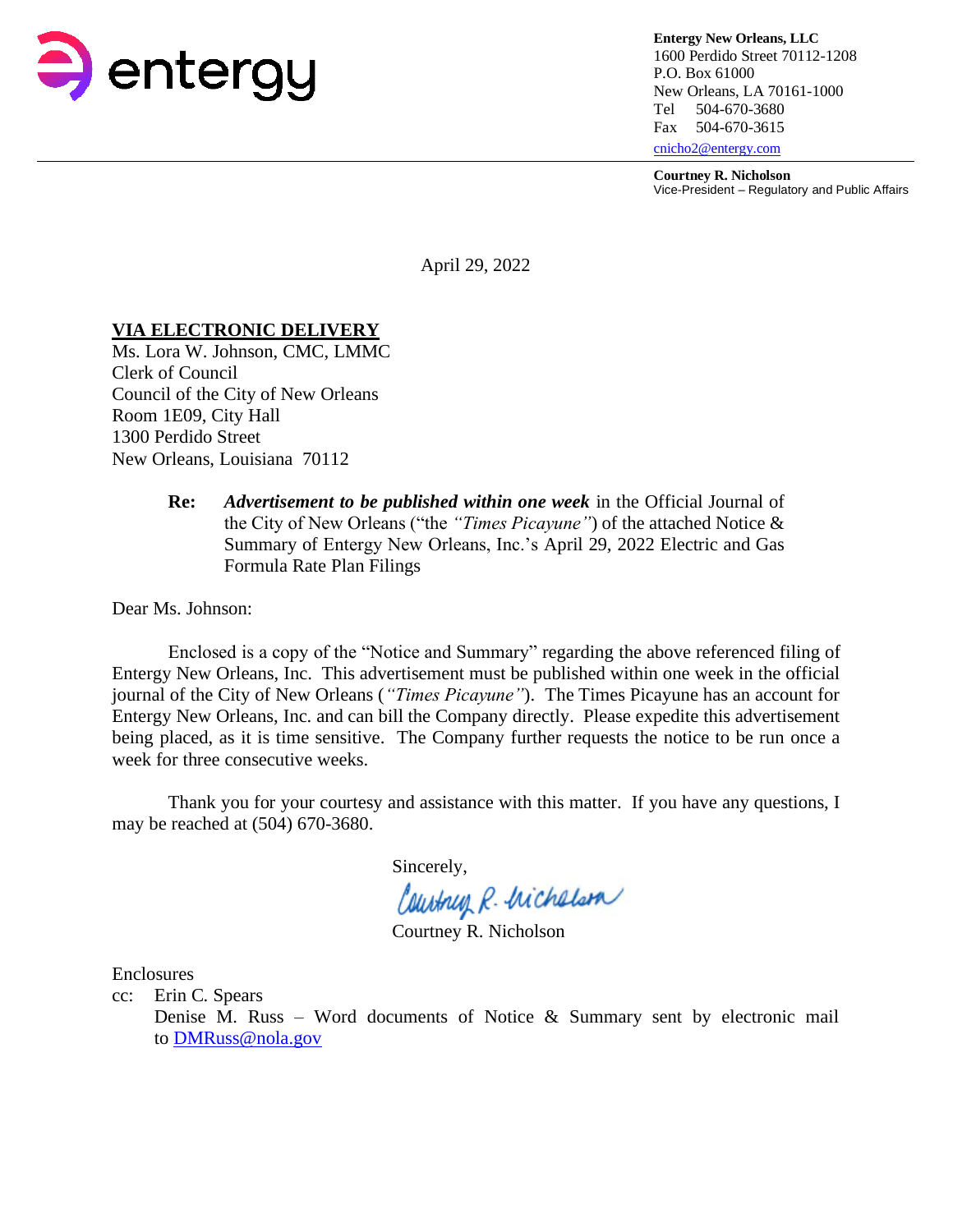entergy

**Entergy New Orleans, LLC**
1600 Perdido Street 70112-1208
P.O. Box 61000
New Orleans, LA 70161-1000
Tel 504-670-3680
Fax 504-670-3615
cnicho2@entergy.com

**Courtney R. Nicholson**
Vice-President – Regulatory and Public Affairs

April 29, 2022

**VIA ELECTRONIC DELIVERY**
Ms. Lora W. Johnson, CMC, LMMC
Clerk of Council
Council of the City of New Orleans
Room 1E09, City Hall
1300 Perdido Street
New Orleans, Louisiana 70112

**Re:** ***Advertisement to be published within one week*** in the Official Journal of the City of New Orleans ("the *"Times Picayune"*) of the attached Notice & Summary of Entergy New Orleans, Inc.'s April 29, 2022 Electric and Gas Formula Rate Plan Filings

Dear Ms. Johnson:

Enclosed is a copy of the "Notice and Summary" regarding the above referenced filing of Entergy New Orleans, Inc. This advertisement must be published within one week in the official journal of the City of New Orleans (*"Times Picayune"*). The Times Picayune has an account for Entergy New Orleans, Inc. and can bill the Company directly. Please expedite this advertisement being placed, as it is time sensitive. The Company further requests the notice to be run once a week for three consecutive weeks.

Thank you for your courtesy and assistance with this matter. If you have any questions, I may be reached at (504) 670-3680.

Sincerely,

Courtney R. Nicholson

Enclosures
cc: Erin C. Spears
Denise M. Russ – Word documents of Notice & Summary sent by electronic mail to DMRuss@nola.gov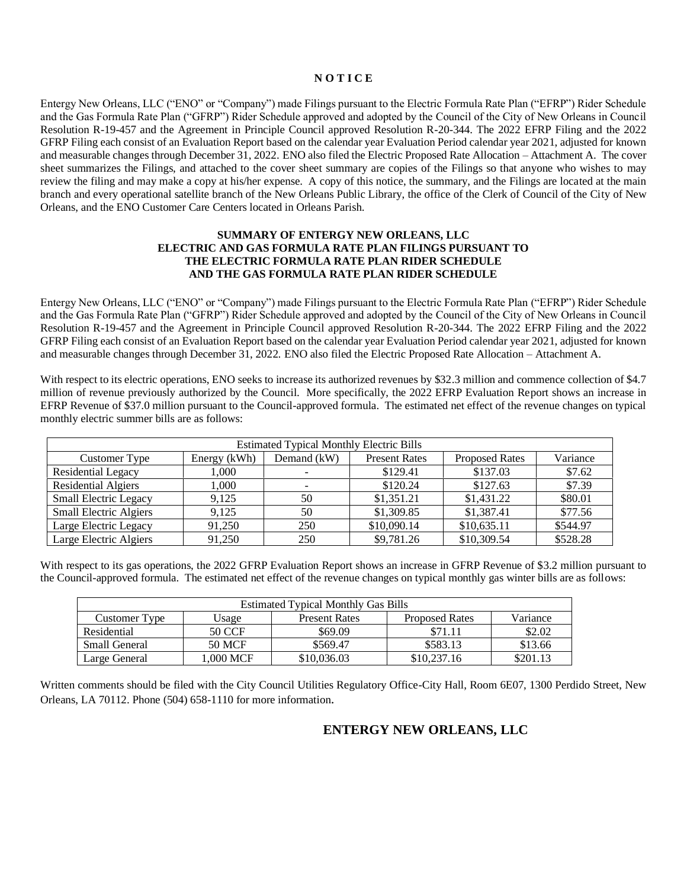## N O T I C E

Entergy New Orleans, LLC ("ENO" or "Company") made Filings pursuant to the Electric Formula Rate Plan ("EFRP") Rider Schedule and the Gas Formula Rate Plan ("GFRP") Rider Schedule approved and adopted by the Council of the City of New Orleans in Council Resolution R-19-457 and the Agreement in Principle Council approved Resolution R-20-344. The 2022 EFRP Filing and the 2022 GFRP Filing each consist of an Evaluation Report based on the calendar year Evaluation Period calendar year 2021, adjusted for known and measurable changes through December 31, 2022. ENO also filed the Electric Proposed Rate Allocation – Attachment A. The cover sheet summarizes the Filings, and attached to the cover sheet summary are copies of the Filings so that anyone who wishes to may review the filing and may make a copy at his/her expense. A copy of this notice, the summary, and the Filings are located at the main branch and every operational satellite branch of the New Orleans Public Library, the office of the Clerk of Council of the City of New Orleans, and the ENO Customer Care Centers located in Orleans Parish.

### SUMMARY OF ENTERGY NEW ORLEANS, LLC ELECTRIC AND GAS FORMULA RATE PLAN FILINGS PURSUANT TO THE ELECTRIC FORMULA RATE PLAN RIDER SCHEDULE AND THE GAS FORMULA RATE PLAN RIDER SCHEDULE

Entergy New Orleans, LLC ("ENO" or "Company") made Filings pursuant to the Electric Formula Rate Plan ("EFRP") Rider Schedule and the Gas Formula Rate Plan ("GFRP") Rider Schedule approved and adopted by the Council of the City of New Orleans in Council Resolution R-19-457 and the Agreement in Principle Council approved Resolution R-20-344. The 2022 EFRP Filing and the 2022 GFRP Filing each consist of an Evaluation Report based on the calendar year Evaluation Period calendar year 2021, adjusted for known and measurable changes through December 31, 2022. ENO also filed the Electric Proposed Rate Allocation – Attachment A.

With respect to its electric operations, ENO seeks to increase its authorized revenues by $32.3 million and commence collection of $4.7 million of revenue previously authorized by the Council. More specifically, the 2022 EFRP Evaluation Report shows an increase in EFRP Revenue of $37.0 million pursuant to the Council-approved formula. The estimated net effect of the revenue changes on typical monthly electric summer bills are as follows:

| Estimated Typical Monthly Electric Bills | | | | | |
|---|---|---|---|---|---|
| Customer Type | Energy (kWh) | Demand (kW) | Present Rates | Proposed Rates | Variance |
| Residential Legacy | 1,000 | - | $129.41 | $137.03 | $7.62 |
| Residential Algiers | 1,000 | - | $120.24 | $127.63 | $7.39 |
| Small Electric Legacy | 9,125 | 50 | $1,351.21 | $1,431.22 | $80.01 |
| Small Electric Algiers | 9,125 | 50 | $1,309.85 | $1,387.41 | $77.56 |
| Large Electric Legacy | 91,250 | 250 | $10,090.14 | $10,635.11 | $544.97 |
| Large Electric Algiers | 91,250 | 250 | $9,781.26 | $10,309.54 | $528.28 |

With respect to its gas operations, the 2022 GFRP Evaluation Report shows an increase in GFRP Revenue of $3.2 million pursuant to the Council-approved formula. The estimated net effect of the revenue changes on typical monthly gas winter bills are as follows:

| Estimated Typical Monthly Gas Bills | | | | |
|---|---|---|---|---|
| Customer Type | Usage | Present Rates | Proposed Rates | Variance |
| Residential | 50 CCF | $69.09 | $71.11 | $2.02 |
| Small General | 50 MCF | $569.47 | $583.13 | $13.66 |
| Large General | 1,000 MCF | $10,036.03 | $10,237.16 | $201.13 |

Written comments should be filed with the City Council Utilities Regulatory Office-City Hall, Room 6E07, 1300 Perdido Street, New Orleans, LA 70112. Phone (504) 658-1110 for more information.

**ENTERGY NEW ORLEANS, LLC**